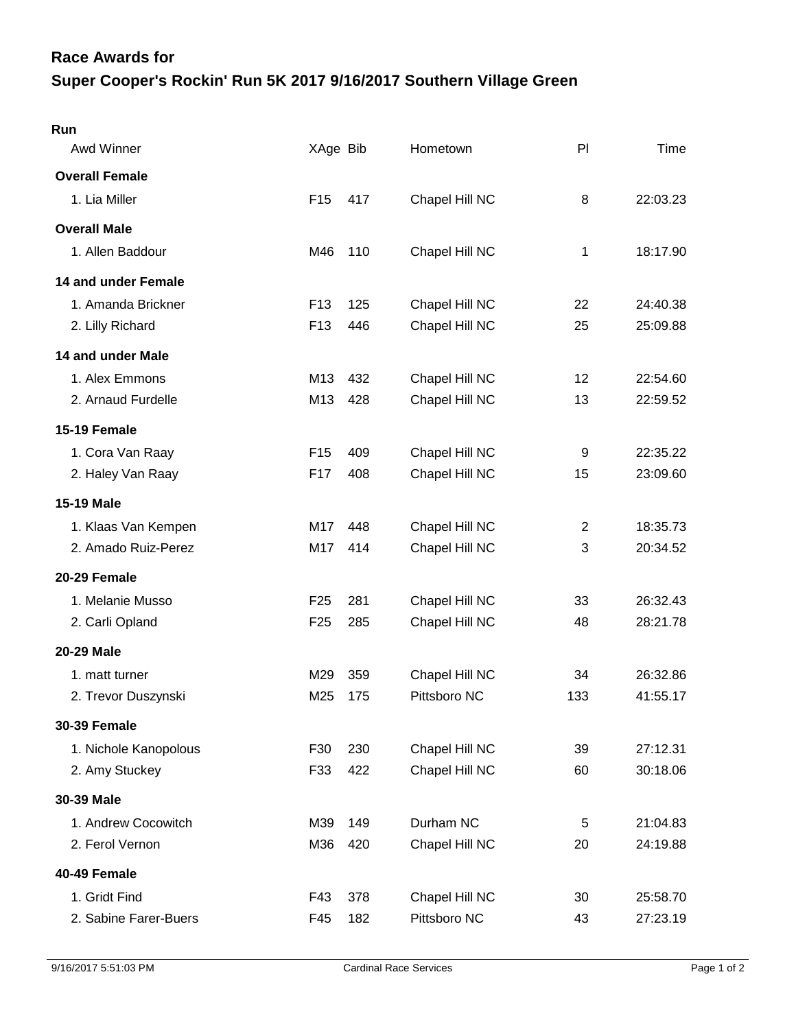## Race Awards for

# Super Cooper's Rockin' Run 5K 2017 9/16/2017 Southern Village Green

### Run

| Awd Winner | XAge | Bib | Hometown | Pl | Time |
|---|---|---|---|---|---|
| **Overall Female** | | | | | |
| 1. Lia Miller | F15 | 417 | Chapel Hill NC | 8 | 22:03.23 |
| **Overall Male** | | | | | |
| 1. Allen Baddour | M46 | 110 | Chapel Hill NC | 1 | 18:17.90 |
| **14 and under Female** | | | | | |
| 1. Amanda Brickner | F13 | 125 | Chapel Hill NC | 22 | 24:40.38 |
| 2. Lilly Richard | F13 | 446 | Chapel Hill NC | 25 | 25:09.88 |
| **14 and under Male** | | | | | |
| 1. Alex Emmons | M13 | 432 | Chapel Hill NC | 12 | 22:54.60 |
| 2. Arnaud Furdelle | M13 | 428 | Chapel Hill NC | 13 | 22:59.52 |
| **15-19 Female** | | | | | |
| 1. Cora Van Raay | F15 | 409 | Chapel Hill NC | 9 | 22:35.22 |
| 2. Haley Van Raay | F17 | 408 | Chapel Hill NC | 15 | 23:09.60 |
| **15-19 Male** | | | | | |
| 1. Klaas Van Kempen | M17 | 448 | Chapel Hill NC | 2 | 18:35.73 |
| 2. Amado Ruiz-Perez | M17 | 414 | Chapel Hill NC | 3 | 20:34.52 |
| **20-29 Female** | | | | | |
| 1. Melanie Musso | F25 | 281 | Chapel Hill NC | 33 | 26:32.43 |
| 2. Carli Opland | F25 | 285 | Chapel Hill NC | 48 | 28:21.78 |
| **20-29 Male** | | | | | |
| 1. matt turner | M29 | 359 | Chapel Hill NC | 34 | 26:32.86 |
| 2. Trevor Duszynski | M25 | 175 | Pittsboro NC | 133 | 41:55.17 |
| **30-39 Female** | | | | | |
| 1. Nichole Kanopolous | F30 | 230 | Chapel Hill NC | 39 | 27:12.31 |
| 2. Amy Stuckey | F33 | 422 | Chapel Hill NC | 60 | 30:18.06 |
| **30-39 Male** | | | | | |
| 1. Andrew Cocowitch | M39 | 149 | Durham NC | 5 | 21:04.83 |
| 2. Ferol Vernon | M36 | 420 | Chapel Hill NC | 20 | 24:19.88 |
| **40-49 Female** | | | | | |
| 1. Gridt Find | F43 | 378 | Chapel Hill NC | 30 | 25:58.70 |
| 2. Sabine Farer-Buers | F45 | 182 | Pittsboro NC | 43 | 27:23.19 |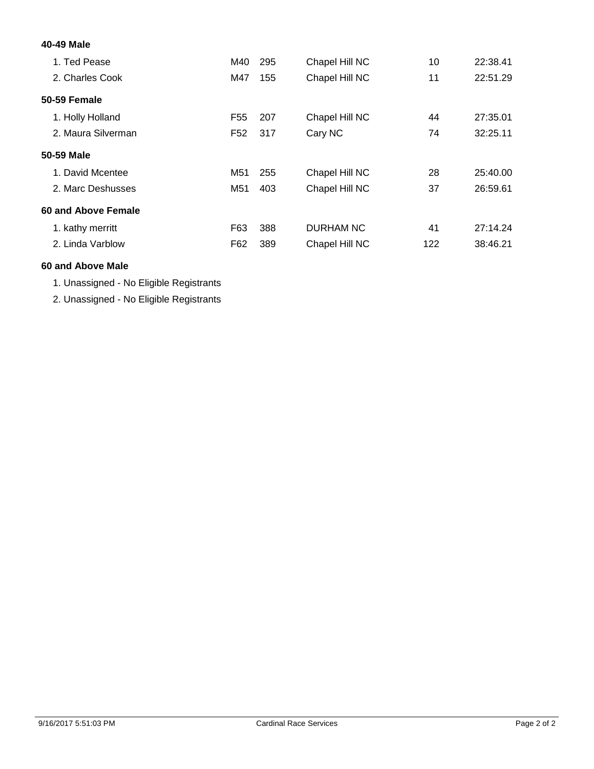**40-49 Male**

| | | | | | |
|---|---|---|---|---|---|
| 1. Ted Pease | M40 | 295 | Chapel Hill NC | 10 | 22:38.41 |
| 2. Charles Cook | M47 | 155 | Chapel Hill NC | 11 | 22:51.29 |

**50-59 Female**

| | | | | | |
|---|---|---|---|---|---|
| 1. Holly Holland | F55 | 207 | Chapel Hill NC | 44 | 27:35.01 |
| 2. Maura Silverman | F52 | 317 | Cary NC | 74 | 32:25.11 |

**50-59 Male**

| | | | | | |
|---|---|---|---|---|---|
| 1. David Mcentee | M51 | 255 | Chapel Hill NC | 28 | 25:40.00 |
| 2. Marc Deshusses | M51 | 403 | Chapel Hill NC | 37 | 26:59.61 |

**60 and Above Female**

| | | | | | |
|---|---|---|---|---|---|
| 1. kathy merritt | F63 | 388 | DURHAM NC | 41 | 27:14.24 |
| 2. Linda Varblow | F62 | 389 | Chapel Hill NC | 122 | 38:46.21 |

**60 and Above Male**

1. Unassigned - No Eligible Registrants
2. Unassigned - No Eligible Registrants

9/16/2017 5:51:03 PM | Cardinal Race Services